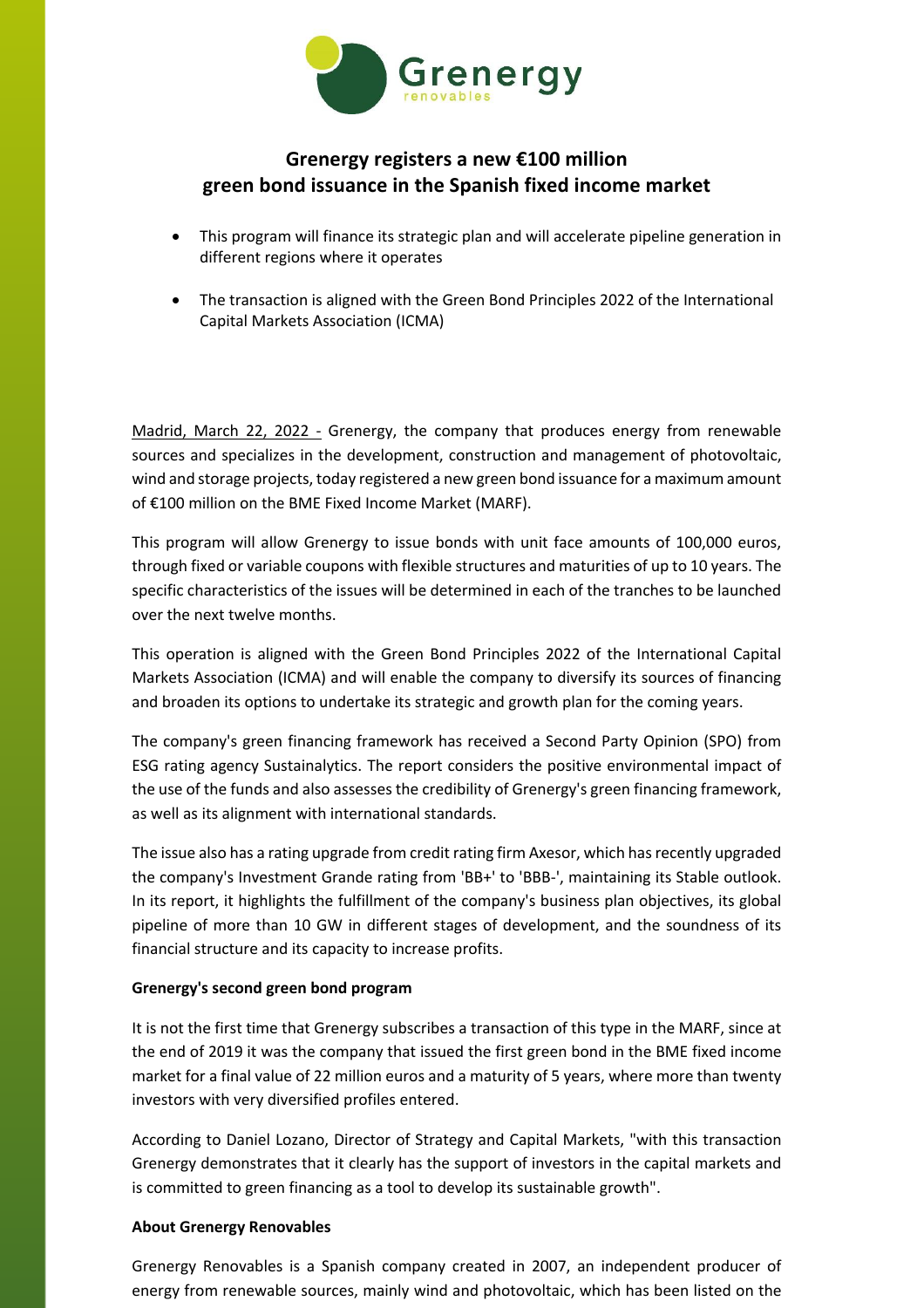# Grenergy registers a new €100 million green bond issuance in the Spanish fixed income market

- This program will finance its strategic plan and will accelerate pipeline generation in different regions where it operates
- The transaction is aligned with the Green Bond Principles 2022 of the International Capital Markets Association (ICMA)

Madrid, March 22, 2022 - Grenergy, the company that produces energy from renewable sources and specializes in the development, construction and management of photovoltaic, wind and storage projects, today registered a new green bond issuance for a maximum amount of €100 million on the BME Fixed Income Market (MARF).

This program will allow Grenergy to issue bonds with unit face amounts of 100,000 euros, through fixed or variable coupons with flexible structures and maturities of up to 10 years. The specific characteristics of the issues will be determined in each of the tranches to be launched over the next twelve months.

This operation is aligned with the Green Bond Principles 2022 of the International Capital Markets Association (ICMA) and will enable the company to diversify its sources of financing and broaden its options to undertake its strategic and growth plan for the coming years.

The company's green financing framework has received a Second Party Opinion (SPO) from ESG rating agency Sustainalytics. The report considers the positive environmental impact of the use of the funds and also assesses the credibility of Grenergy's green financing framework, as well as its alignment with international standards.

The issue also has a rating upgrade from credit rating firm Axesor, which has recently upgraded the company's Investment Grande rating from 'BB+' to 'BBB-', maintaining its Stable outlook. In its report, it highlights the fulfillment of the company's business plan objectives, its global pipeline of more than 10 GW in different stages of development, and the soundness of its financial structure and its capacity to increase profits.

**Grenergy's second green bond program**

It is not the first time that Grenergy subscribes a transaction of this type in the MARF, since at the end of 2019 it was the company that issued the first green bond in the BME fixed income market for a final value of 22 million euros and a maturity of 5 years, where more than twenty investors with very diversified profiles entered.

According to Daniel Lozano, Director of Strategy and Capital Markets, "with this transaction Grenergy demonstrates that it clearly has the support of investors in the capital markets and is committed to green financing as a tool to develop its sustainable growth".

**About Grenergy Renovables**

Grenergy Renovables is a Spanish company created in 2007, an independent producer of energy from renewable sources, mainly wind and photovoltaic, which has been listed on the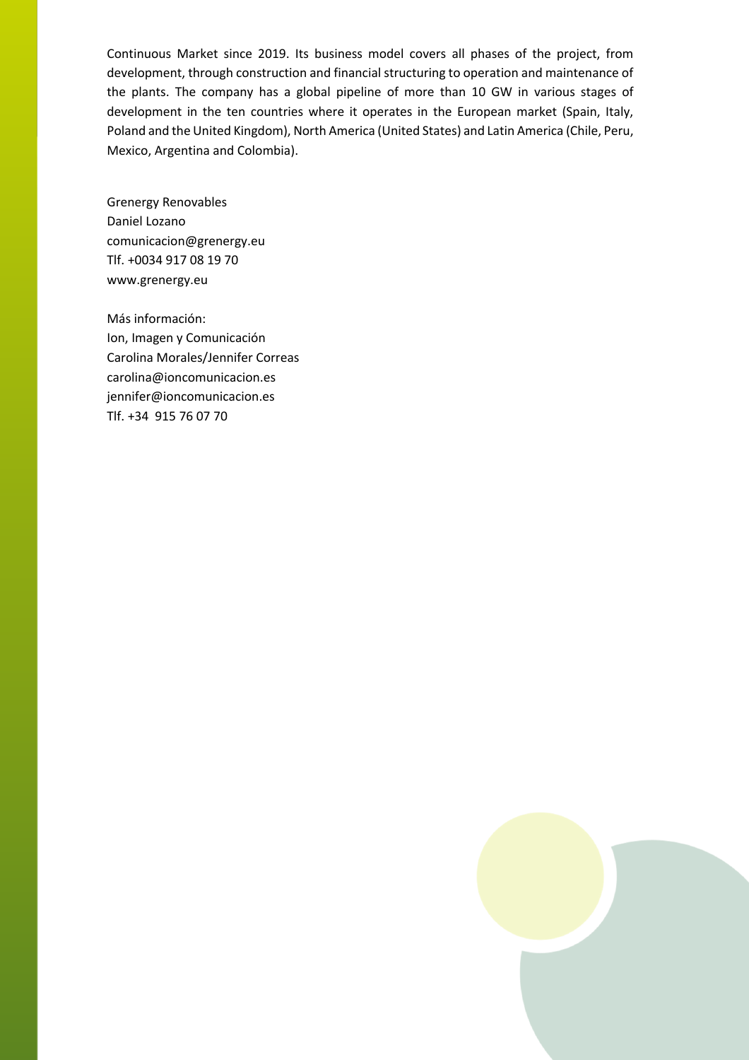Continuous Market since 2019. Its business model covers all phases of the project, from development, through construction and financial structuring to operation and maintenance of the plants. The company has a global pipeline of more than 10 GW in various stages of development in the ten countries where it operates in the European market (Spain, Italy, Poland and the United Kingdom), North America (United States) and Latin America (Chile, Peru, Mexico, Argentina and Colombia).

Grenergy Renovables
Daniel Lozano
comunicacion@grenergy.eu
Tlf. +0034 917 08 19 70
www.grenergy.eu

Más información:
Ion, Imagen y Comunicación
Carolina Morales/Jennifer Correas
carolina@ioncomunicacion.es
jennifer@ioncomunicacion.es
Tlf. +34 915 76 07 70